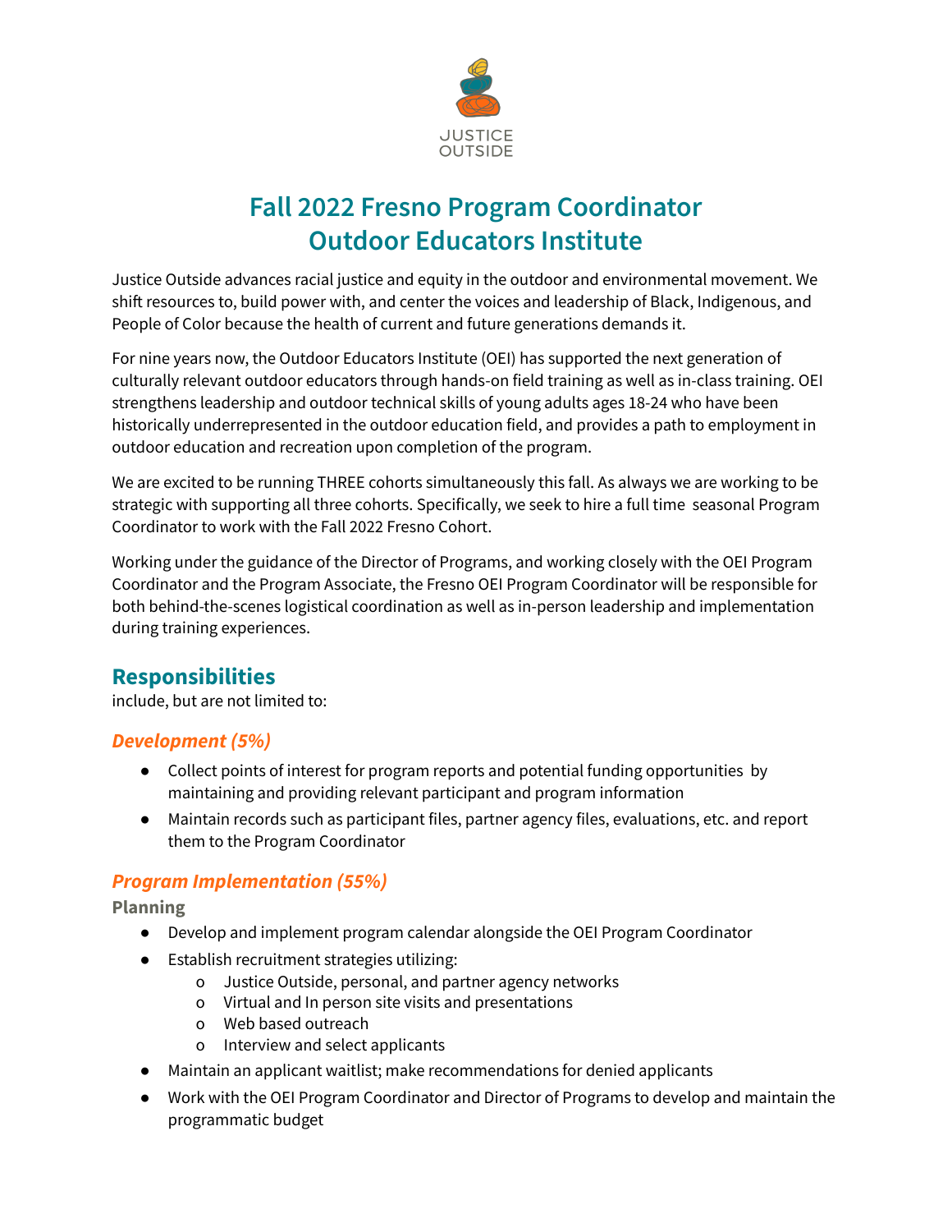JUSTICE OUTSIDE

# Fall 2022 Fresno Program Coordinator
# Outdoor Educators Institute

Justice Outside advances racial justice and equity in the outdoor and environmental movement. We shift resources to, build power with, and center the voices and leadership of Black, Indigenous, and People of Color because the health of current and future generations demands it.

For nine years now, the Outdoor Educators Institute (OEI) has supported the next generation of culturally relevant outdoor educators through hands-on field training as well as in-class training. OEI strengthens leadership and outdoor technical skills of young adults ages 18-24 who have been historically underrepresented in the outdoor education field, and provides a path to employment in outdoor education and recreation upon completion of the program.

We are excited to be running THREE cohorts simultaneously this fall. As always we are working to be strategic with supporting all three cohorts. Specifically, we seek to hire a full time seasonal Program Coordinator to work with the Fall 2022 Fresno Cohort.

Working under the guidance of the Director of Programs, and working closely with the OEI Program Coordinator and the Program Associate, the Fresno OEI Program Coordinator will be responsible for both behind-the-scenes logistical coordination as well as in-person leadership and implementation during training experiences.

## Responsibilities

include, but are not limited to:

### *Development (5%)*

- Collect points of interest for program reports and potential funding opportunities by maintaining and providing relevant participant and program information
- Maintain records such as participant files, partner agency files, evaluations, etc. and report them to the Program Coordinator

### *Program Implementation (55%)*

**Planning**

- Develop and implement program calendar alongside the OEI Program Coordinator
- Establish recruitment strategies utilizing:
  - Justice Outside, personal, and partner agency networks
  - Virtual and In person site visits and presentations
  - Web based outreach
  - Interview and select applicants
- Maintain an applicant waitlist; make recommendations for denied applicants
- Work with the OEI Program Coordinator and Director of Programs to develop and maintain the programmatic budget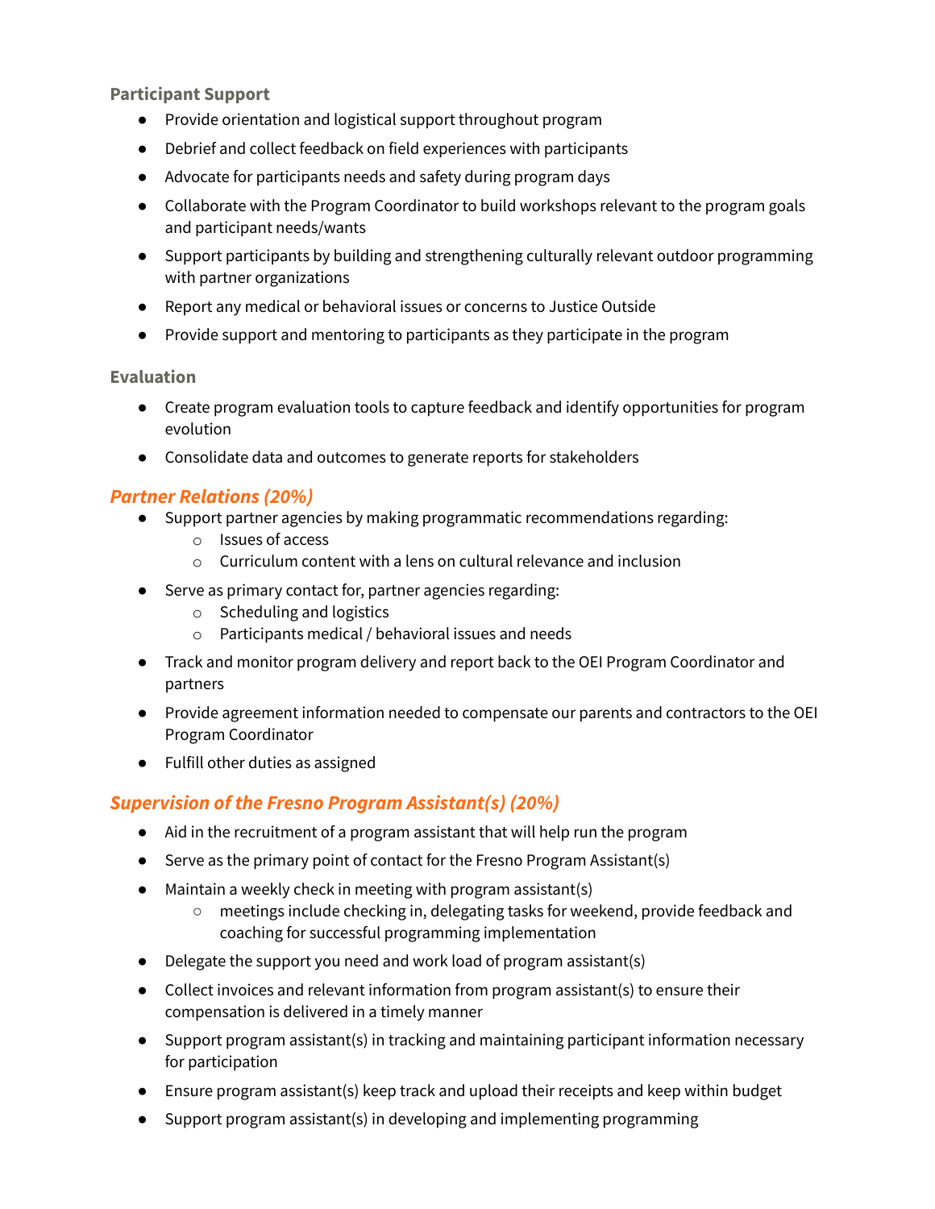#### Participant Support

- Provide orientation and logistical support throughout program
- Debrief and collect feedback on field experiences with participants
- Advocate for participants needs and safety during program days
- Collaborate with the Program Coordinator to build workshops relevant to the program goals and participant needs/wants
- Support participants by building and strengthening culturally relevant outdoor programming with partner organizations
- Report any medical or behavioral issues or concerns to Justice Outside
- Provide support and mentoring to participants as they participate in the program

#### Evaluation

- Create program evaluation tools to capture feedback and identify opportunities for program evolution
- Consolidate data and outcomes to generate reports for stakeholders

### *Partner Relations (20%)*

- Support partner agencies by making programmatic recommendations regarding:
  - Issues of access
  - Curriculum content with a lens on cultural relevance and inclusion
- Serve as primary contact for, partner agencies regarding:
  - Scheduling and logistics
  - Participants medical / behavioral issues and needs
- Track and monitor program delivery and report back to the OEI Program Coordinator and partners
- Provide agreement information needed to compensate our parents and contractors to the OEI Program Coordinator
- Fulfill other duties as assigned

### *Supervision of the Fresno Program Assistant(s) (20%)*

- Aid in the recruitment of a program assistant that will help run the program
- Serve as the primary point of contact for the Fresno Program Assistant(s)
- Maintain a weekly check in meeting with program assistant(s)
  - meetings include checking in, delegating tasks for weekend, provide feedback and coaching for successful programming implementation
- Delegate the support you need and work load of program assistant(s)
- Collect invoices and relevant information from program assistant(s) to ensure their compensation is delivered in a timely manner
- Support program assistant(s) in tracking and maintaining participant information necessary for participation
- Ensure program assistant(s) keep track and upload their receipts and keep within budget
- Support program assistant(s) in developing and implementing programming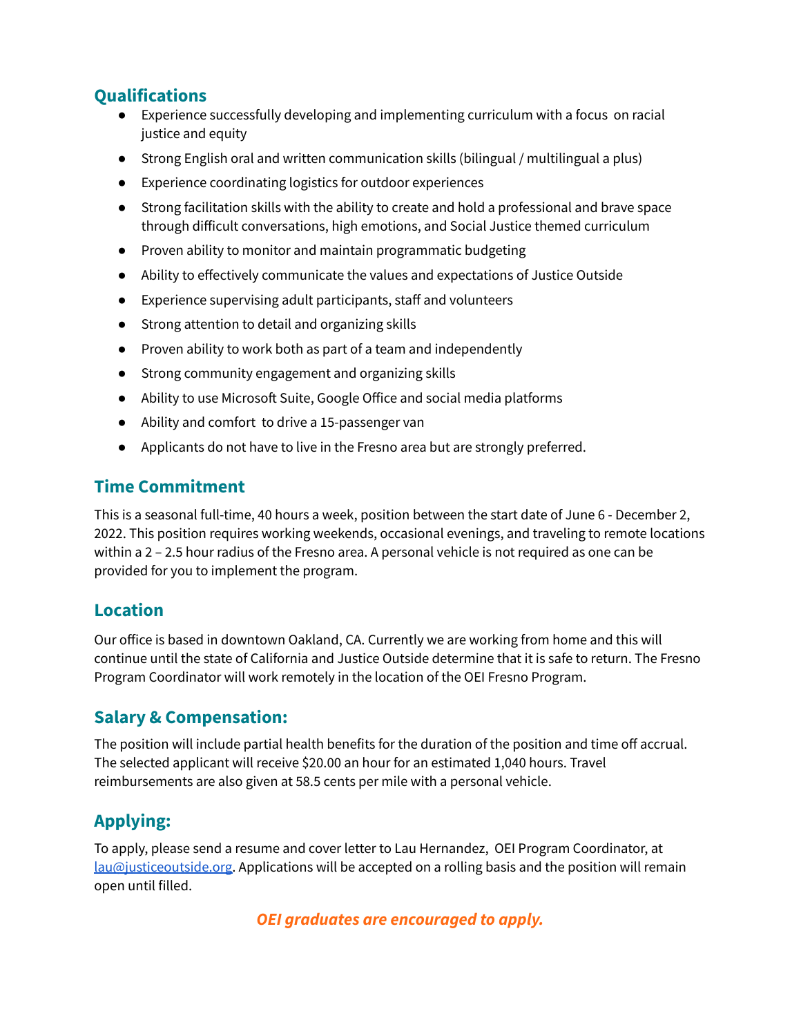## Qualifications

- Experience successfully developing and implementing curriculum with a focus on racial justice and equity
- Strong English oral and written communication skills (bilingual / multilingual a plus)
- Experience coordinating logistics for outdoor experiences
- Strong facilitation skills with the ability to create and hold a professional and brave space through difficult conversations, high emotions, and Social Justice themed curriculum
- Proven ability to monitor and maintain programmatic budgeting
- Ability to effectively communicate the values and expectations of Justice Outside
- Experience supervising adult participants, staff and volunteers
- Strong attention to detail and organizing skills
- Proven ability to work both as part of a team and independently
- Strong community engagement and organizing skills
- Ability to use Microsoft Suite, Google Office and social media platforms
- Ability and comfort to drive a 15-passenger van
- Applicants do not have to live in the Fresno area but are strongly preferred.

## Time Commitment

This is a seasonal full-time, 40 hours a week, position between the start date of June 6 - December 2, 2022. This position requires working weekends, occasional evenings, and traveling to remote locations within a 2 – 2.5 hour radius of the Fresno area. A personal vehicle is not required as one can be provided for you to implement the program.

## Location

Our office is based in downtown Oakland, CA. Currently we are working from home and this will continue until the state of California and Justice Outside determine that it is safe to return. The Fresno Program Coordinator will work remotely in the location of the OEI Fresno Program.

## Salary & Compensation:

The position will include partial health benefits for the duration of the position and time off accrual. The selected applicant will receive $20.00 an hour for an estimated 1,040 hours. Travel reimbursements are also given at 58.5 cents per mile with a personal vehicle.

## Applying:

To apply, please send a resume and cover letter to Lau Hernandez, OEI Program Coordinator, at [lau@justiceoutside.org](mailto:lau@justiceoutside.org). Applications will be accepted on a rolling basis and the position will remain open until filled.

***OEI graduates are encouraged to apply.***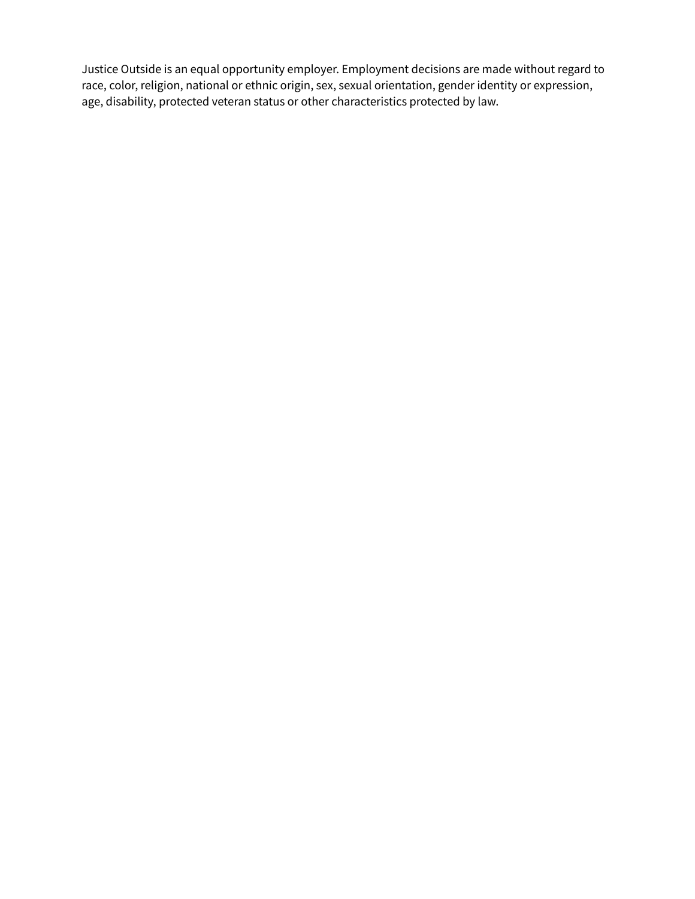Justice Outside is an equal opportunity employer. Employment decisions are made without regard to race, color, religion, national or ethnic origin, sex, sexual orientation, gender identity or expression, age, disability, protected veteran status or other characteristics protected by law.